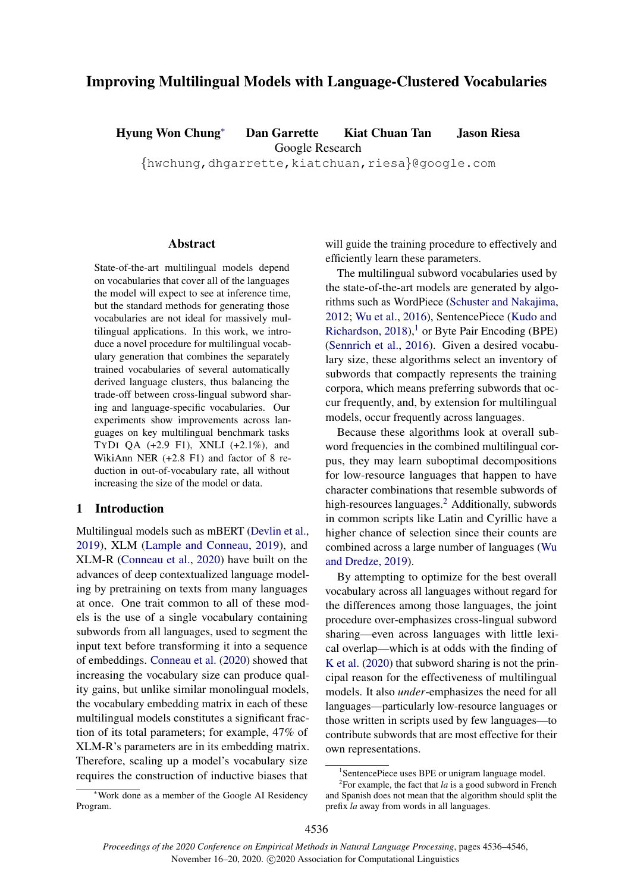# Improving Multilingual Models with Language-Clustered Vocabularies

**Hyung Won Chung**[*] **Dan Garrette** **Kiat Chuan Tan** **Jason Riesa**

Google Research

{hwchung,dhgarrette,kiatchuan,riesa}@google.com

## Abstract

State-of-the-art multilingual models depend on vocabularies that cover all of the languages the model will expect to see at inference time, but the standard methods for generating those vocabularies are not ideal for massively multilingual applications. In this work, we introduce a novel procedure for multilingual vocabulary generation that combines the separately trained vocabularies of several automatically derived language clusters, thus balancing the trade-off between cross-lingual subword sharing and language-specific vocabularies. Our experiments show improvements across languages on key multilingual benchmark tasks TyDi QA (+2.9 F1), XNLI (+2.1%), and WikiAnn NER (+2.8 F1) and factor of 8 reduction in out-of-vocabulary rate, all without increasing the size of the model or data.

## 1 Introduction

Multilingual models such as mBERT (Devlin et al., 2019), XLM (Lample and Conneau, 2019), and XLM-R (Conneau et al., 2020) have built on the advances of deep contextualized language modeling by pretraining on texts from many languages at once. One trait common to all of these models is the use of a single vocabulary containing subwords from all languages, used to segment the input text before transforming it into a sequence of embeddings. Conneau et al. (2020) showed that increasing the vocabulary size can produce quality gains, but unlike similar monolingual models, the vocabulary embedding matrix in each of these multilingual models constitutes a significant fraction of its total parameters; for example, 47% of XLM-R's parameters are in its embedding matrix. Therefore, scaling up a model's vocabulary size requires the construction of inductive biases that will guide the training procedure to effectively and efficiently learn these parameters.

The multilingual subword vocabularies used by the state-of-the-art models are generated by algorithms such as WordPiece (Schuster and Nakajima, 2012; Wu et al., 2016), SentencePiece (Kudo and Richardson, 2018),[1] or Byte Pair Encoding (BPE) (Sennrich et al., 2016). Given a desired vocabulary size, these algorithms select an inventory of subwords that compactly represents the training corpora, which means preferring subwords that occur frequently, and, by extension for multilingual models, occur frequently across languages.

Because these algorithms look at overall subword frequencies in the combined multilingual corpus, they may learn suboptimal decompositions for low-resource languages that happen to have character combinations that resemble subwords of high-resources languages.[2] Additionally, subwords in common scripts like Latin and Cyrillic have a higher chance of selection since their counts are combined across a large number of languages (Wu and Dredze, 2019).

By attempting to optimize for the best overall vocabulary across all languages without regard for the differences among those languages, the joint procedure over-emphasizes cross-lingual subword sharing—even across languages with little lexical overlap—which is at odds with the finding of K et al. (2020) that subword sharing is not the principal reason for the effectiveness of multilingual models. It also *under*-emphasizes the need for all languages—particularly low-resource languages or those written in scripts used by few languages—to contribute subwords that are most effective for their own representations.

---

[*] Work done as a member of the Google AI Residency Program.

[1] SentencePiece uses BPE or unigram language model.

[2] For example, the fact that *la* is a good subword in French and Spanish does not mean that the algorithm should split the prefix *la* away from words in all languages.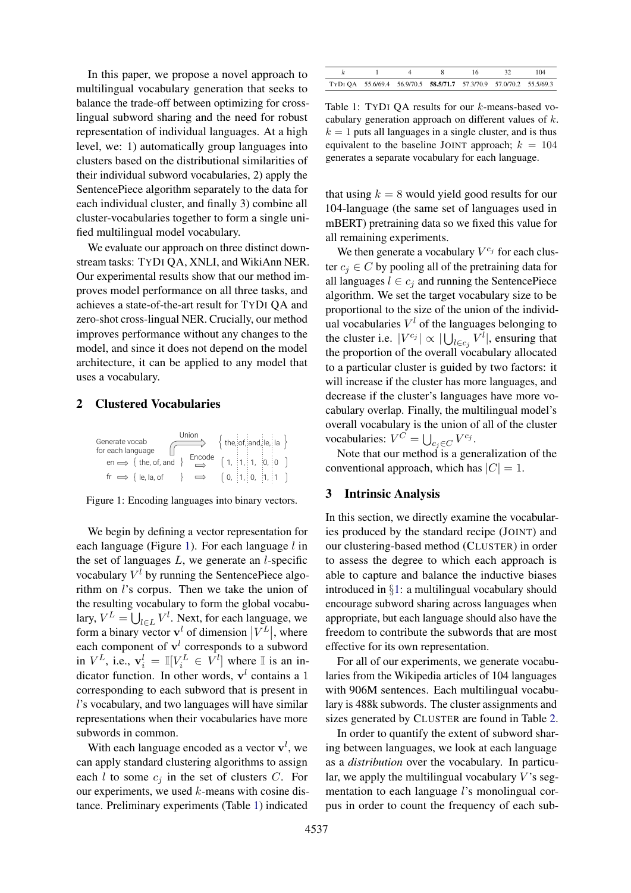In this paper, we propose a novel approach to multilingual vocabulary generation that seeks to balance the trade-off between optimizing for cross-lingual subword sharing and the need for robust representation of individual languages. At a high level, we: 1) automatically group languages into clusters based on the distributional similarities of their individual subword vocabularies, 2) apply the SentencePiece algorithm separately to the data for each individual cluster, and finally 3) combine all cluster-vocabularies together to form a single unified multilingual model vocabulary.

We evaluate our approach on three distinct downstream tasks: TyDi QA, XNLI, and WikiAnn NER. Our experimental results show that our method improves model performance on all three tasks, and achieves a state-of-the-art result for TyDi QA and zero-shot cross-lingual NER. Crucially, our method improves performance without any changes to the model, and since it does not depend on the model architecture, it can be applied to any model that uses a vocabulary.

## 2 Clustered Vocabularies

| | Union | |
|---|---|---|
| Generate vocab for each language | | { the, of, and, le, la } |
| en ⟹ { the, of, and } | Encode ⟹ | [ 1, 1, 1, 0, 0 ] |
| fr ⟹ { le, la, of } | ⟹ | [ 0, 1, 0, 1, 1 ] |

Figure 1: Encoding languages into binary vectors.

We begin by defining a vector representation for each language (Figure 1). For each language $l$ in the set of languages $L$, we generate an $l$-specific vocabulary $V^l$ by running the SentencePiece algorithm on $l$'s corpus. Then we take the union of the resulting vocabulary to form the global vocabulary, $V^L = \bigcup_{l \in L} V^l$. Next, for each language, we form a binary vector $\mathbf{v}^l$ of dimension $|V^L|$, where each component of $\mathbf{v}^l$ corresponds to a subword in $V^L$, i.e., $\mathbf{v}_i^l = \mathbb{I}[V_i^L \in V^l]$ where $\mathbb{I}$ is an indicator function. In other words, $\mathbf{v}^l$ contains a 1 corresponding to each subword that is present in $l$'s vocabulary, and two languages will have similar representations when their vocabularies have more subwords in common.

With each language encoded as a vector $\mathbf{v}^l$, we can apply standard clustering algorithms to assign each $l$ to some $c_j$ in the set of clusters $C$. For our experiments, we used $k$-means with cosine distance. Preliminary experiments (Table 1) indicated

| $k$ | 1 | 4 | 8 | 16 | 32 | 104 |
|---|---|---|---|---|---|---|
| TyDi QA | 55.6/69.4 | 56.9/70.5 | **58.5/71.7** | 57.3/70.9 | 57.0/70.2 | 55.5/69.3 |

Table 1: TyDi QA results for our $k$-means-based vocabulary generation approach on different values of $k$. $k = 1$ puts all languages in a single cluster, and is thus equivalent to the baseline Joint approach; $k = 104$ generates a separate vocabulary for each language.

that using $k = 8$ would yield good results for our 104-language (the same set of languages used in mBERT) pretraining data so we fixed this value for all remaining experiments.

We then generate a vocabulary $V^{c_j}$ for each cluster $c_j \in C$ by pooling all of the pretraining data for all languages $l \in c_j$ and running the SentencePiece algorithm. We set the target vocabulary size to be proportional to the size of the union of the individual vocabularies $V^l$ of the languages belonging to the cluster i.e. $|V^{c_j}| \propto |\bigcup_{l \in c_j} V^l|$, ensuring that the proportion of the overall vocabulary allocated to a particular cluster is guided by two factors: it will increase if the cluster has more languages, and decrease if the cluster's languages have more vocabulary overlap. Finally, the multilingual model's overall vocabulary is the union of all of the cluster vocabularies: $V^C = \bigcup_{c_j \in C} V^{c_j}$.

Note that our method is a generalization of the conventional approach, which has $|C| = 1$.

## 3 Intrinsic Analysis

In this section, we directly examine the vocabularies produced by the standard recipe (Joint) and our clustering-based method (Cluster) in order to assess the degree to which each approach is able to capture and balance the inductive biases introduced in §1: a multilingual vocabulary should encourage subword sharing across languages when appropriate, but each language should also have the freedom to contribute the subwords that are most effective for its own representation.

For all of our experiments, we generate vocabularies from the Wikipedia articles of 104 languages with 906M sentences. Each multilingual vocabulary is 488k subwords. The cluster assignments and sizes generated by Cluster are found in Table 2.

In order to quantify the extent of subword sharing between languages, we look at each language as a *distribution* over the vocabulary. In particular, we apply the multilingual vocabulary $V$'s segmentation to each language $l$'s monolingual corpus in order to count the frequency of each sub-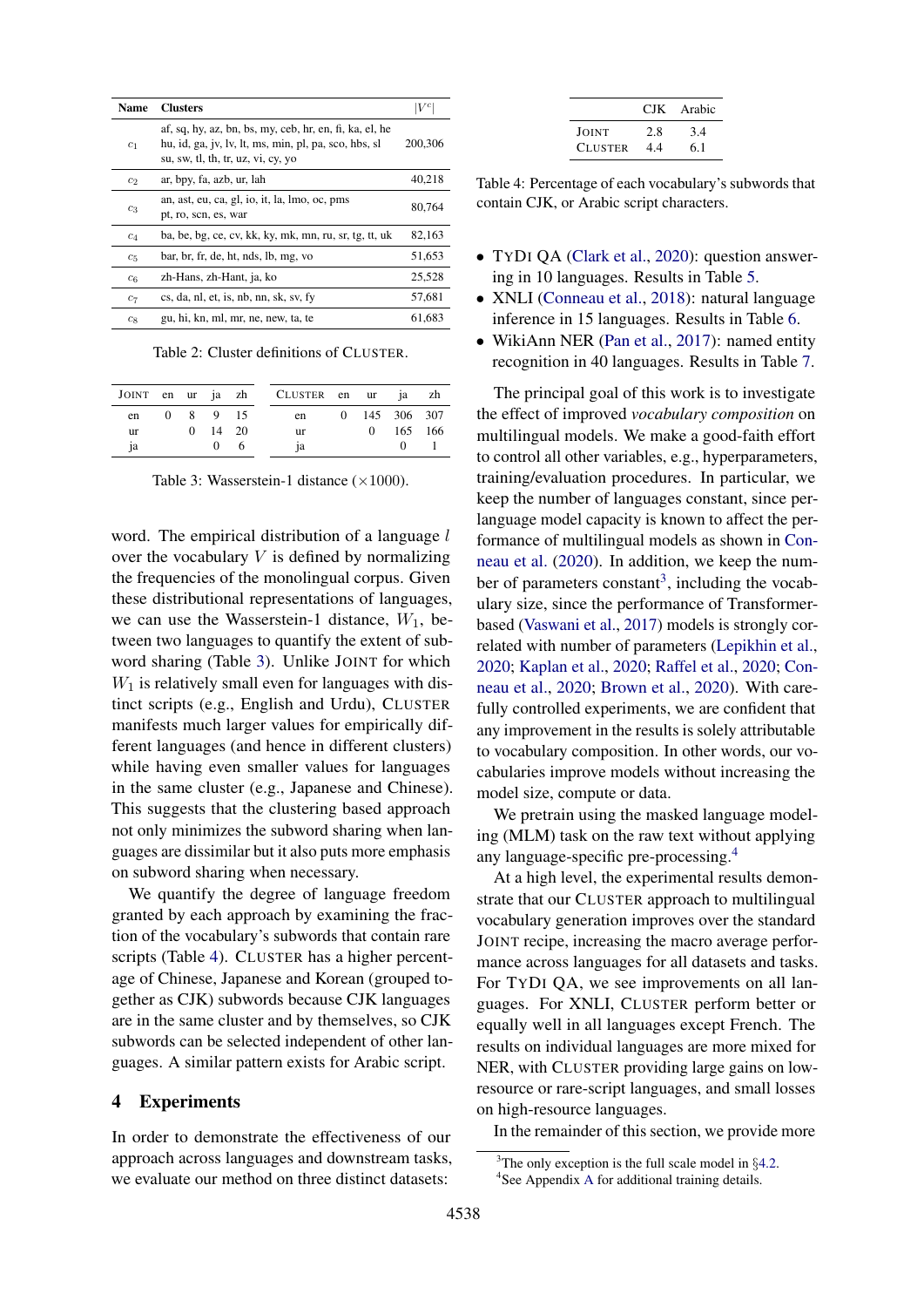| Name | Clusters | $\lvert V^c \rvert$ |
|---|---|---|
| $c_1$ | af, sq, hy, az, bn, bs, my, ceb, hr, en, fi, ka, el, he hu, id, ga, jv, lv, lt, ms, min, pl, pa, sco, hbs, sl su, sw, tl, th, tr, uz, vi, cy, yo | 200,306 |
| $c_2$ | ar, bpy, fa, azb, ur, lah | 40,218 |
| $c_3$ | an, ast, eu, ca, gl, io, it, la, lmo, oc, pms pt, ro, scn, es, war | 80,764 |
| $c_4$ | ba, be, bg, ce, cv, kk, ky, mk, mn, ru, sr, tg, tt, uk | 82,163 |
| $c_5$ | bar, br, fr, de, ht, nds, lb, mg, vo | 51,653 |
| $c_6$ | zh-Hans, zh-Hant, ja, ko | 25,528 |
| $c_7$ | cs, da, nl, et, is, nb, nn, sk, sv, fy | 57,681 |
| $c_8$ | gu, hi, kn, ml, mr, ne, new, ta, te | 61,683 |

Table 2: Cluster definitions of CLUSTER.

| JOINT | en | ur | ja | zh |
|---|---|---|---|---|
| en | 0 | 8 | 9 | 15 |
| ur | | 0 | 14 | 20 |
| ja | | | 0 | 6 |

| CLUSTER | en | ur | ja | zh |
|---|---|---|---|---|
| en | 0 | 145 | 306 | 307 |
| ur | | 0 | 165 | 166 |
| ja | | | 0 | 1 |

Table 3: Wasserstein-1 distance ($\times 1000$).

word. The empirical distribution of a language $l$ over the vocabulary $V$ is defined by normalizing the frequencies of the monolingual corpus. Given these distributional representations of languages, we can use the Wasserstein-1 distance, $W_1$, between two languages to quantify the extent of subword sharing (Table 3). Unlike JOINT for which $W_1$ is relatively small even for languages with distinct scripts (e.g., English and Urdu), CLUSTER manifests much larger values for empirically different languages (and hence in different clusters) while having even smaller values for languages in the same cluster (e.g., Japanese and Chinese). This suggests that the clustering based approach not only minimizes the subword sharing when languages are dissimilar but it also puts more emphasis on subword sharing when necessary.

We quantify the degree of language freedom granted by each approach by examining the fraction of the vocabulary's subwords that contain rare scripts (Table 4). CLUSTER has a higher percentage of Chinese, Japanese and Korean (grouped together as CJK) subwords because CJK languages are in the same cluster and by themselves, so CJK subwords can be selected independent of other languages. A similar pattern exists for Arabic script.

## 4 Experiments

In order to demonstrate the effectiveness of our approach across languages and downstream tasks, we evaluate our method on three distinct datasets:

| | CJK | Arabic |
|---|---|---|
| JOINT | 2.8 | 3.4 |
| CLUSTER | 4.4 | 6.1 |

Table 4: Percentage of each vocabulary's subwords that contain CJK, or Arabic script characters.

- TYDI QA (Clark et al., 2020): question answering in 10 languages. Results in Table 5.
- XNLI (Conneau et al., 2018): natural language inference in 15 languages. Results in Table 6.
- WikiAnn NER (Pan et al., 2017): named entity recognition in 40 languages. Results in Table 7.

The principal goal of this work is to investigate the effect of improved *vocabulary composition* on multilingual models. We make a good-faith effort to control all other variables, e.g., hyperparameters, training/evaluation procedures. In particular, we keep the number of languages constant, since per-language model capacity is known to affect the performance of multilingual models as shown in Conneau et al. (2020). In addition, we keep the number of parameters constant[3], including the vocabulary size, since the performance of Transformer-based (Vaswani et al., 2017) models is strongly correlated with number of parameters (Lepikhin et al., 2020; Kaplan et al., 2020; Raffel et al., 2020; Conneau et al., 2020; Brown et al., 2020). With carefully controlled experiments, we are confident that any improvement in the results is solely attributable to vocabulary composition. In other words, our vocabularies improve models without increasing the model size, compute or data.

We pretrain using the masked language modeling (MLM) task on the raw text without applying any language-specific pre-processing.[4]

At a high level, the experimental results demonstrate that our CLUSTER approach to multilingual vocabulary generation improves over the standard JOINT recipe, increasing the macro average performance across languages for all datasets and tasks. For TYDI QA, we see improvements on all languages. For XNLI, CLUSTER perform better or equally well in all languages except French. The results on individual languages are more mixed for NER, with CLUSTER providing large gains on low-resource or rare-script languages, and small losses on high-resource languages.

In the remainder of this section, we provide more

[3] The only exception is the full scale model in §4.2.

[4] See Appendix A for additional training details.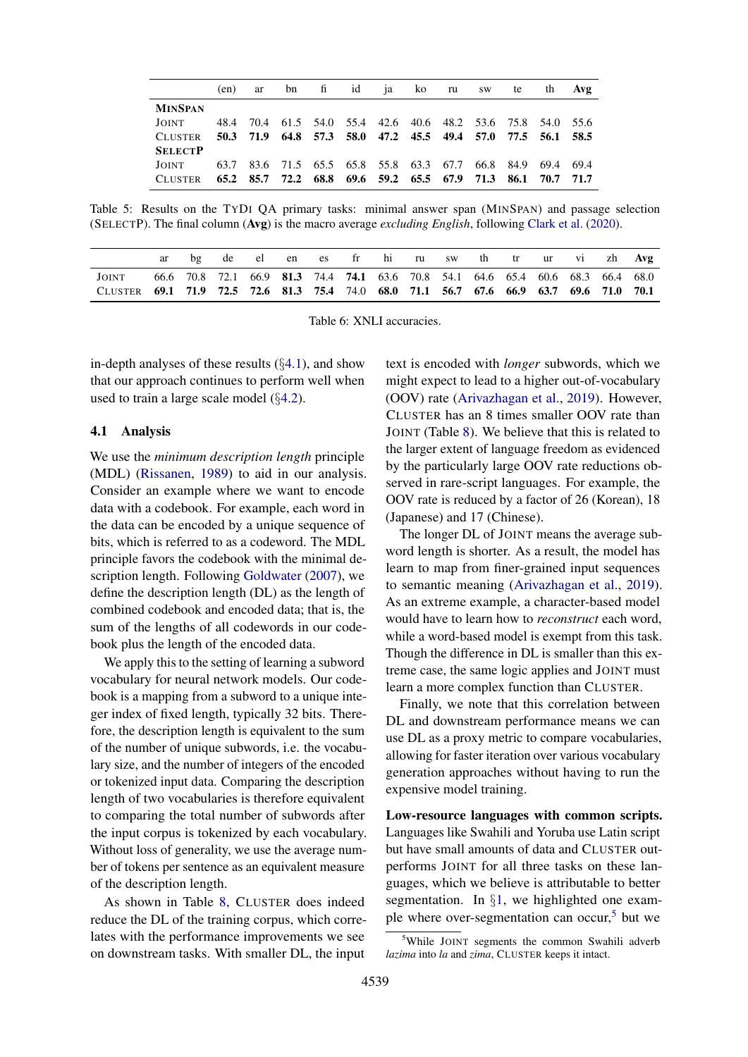| | (en) | ar | bn | fi | id | ja | ko | ru | sw | te | th | Avg |
|---|---|---|---|---|---|---|---|---|---|---|---|---|
| **MINSPAN** | | | | | | | | | | | | |
| JOINT | 48.4 | 70.4 | 61.5 | 54.0 | 55.4 | 42.6 | 40.6 | 48.2 | 53.6 | 75.8 | 54.0 | 55.6 |
| CLUSTER | **50.3** | **71.9** | **64.8** | **57.3** | **58.0** | **47.2** | **45.5** | **49.4** | **57.0** | **77.5** | **56.1** | **58.5** |
| **SELECTP** | | | | | | | | | | | | |
| JOINT | 63.7 | 83.6 | 71.5 | 65.5 | 65.8 | 55.8 | 63.3 | 67.7 | 66.8 | 84.9 | 69.4 | 69.4 |
| CLUSTER | **65.2** | **85.7** | **72.2** | **68.8** | **69.6** | **59.2** | **65.5** | **67.9** | **71.3** | **86.1** | **70.7** | **71.7** |

Table 5: Results on the TYDI QA primary tasks: minimal answer span (MINSPAN) and passage selection (SELECTP). The final column (**Avg**) is the macro average *excluding English*, following Clark et al. (2020).

| | ar | bg | de | el | en | es | fr | hi | ru | sw | th | tr | ur | vi | zh | Avg |
|---|---|---|---|---|---|---|---|---|---|---|---|---|---|---|---|---|
| JOINT | 66.6 | 70.8 | 72.1 | 66.9 | **81.3** | 74.4 | **74.1** | 63.6 | 70.8 | 54.1 | 64.6 | 65.4 | 60.6 | 68.3 | 66.4 | 68.0 |
| CLUSTER | **69.1** | **71.9** | **72.5** | **72.6** | **81.3** | **75.4** | 74.0 | **68.0** | **71.1** | **56.7** | **67.6** | **66.9** | **63.7** | **69.6** | **71.0** | **70.1** |

Table 6: XNLI accuracies.

in-depth analyses of these results (§4.1), and show that our approach continues to perform well when used to train a large scale model (§4.2).

### 4.1 Analysis

We use the *minimum description length* principle (MDL) (Rissanen, 1989) to aid in our analysis. Consider an example where we want to encode data with a codebook. For example, each word in the data can be encoded by a unique sequence of bits, which is referred to as a codeword. The MDL principle favors the codebook with the minimal description length. Following Goldwater (2007), we define the description length (DL) as the length of combined codebook and encoded data; that is, the sum of the lengths of all codewords in our codebook plus the length of the encoded data.

We apply this to the setting of learning a subword vocabulary for neural network models. Our codebook is a mapping from a subword to a unique integer index of fixed length, typically 32 bits. Therefore, the description length is equivalent to the sum of the number of unique subwords, i.e. the vocabulary size, and the number of integers of the encoded or tokenized input data. Comparing the description length of two vocabularies is therefore equivalent to comparing the total number of subwords after the input corpus is tokenized by each vocabulary. Without loss of generality, we use the average number of tokens per sentence as an equivalent measure of the description length.

As shown in Table 8, CLUSTER does indeed reduce the DL of the training corpus, which correlates with the performance improvements we see on downstream tasks. With smaller DL, the input text is encoded with *longer* subwords, which we might expect to lead to a higher out-of-vocabulary (OOV) rate (Arivazhagan et al., 2019). However, CLUSTER has an 8 times smaller OOV rate than JOINT (Table 8). We believe that this is related to the larger extent of language freedom as evidenced by the particularly large OOV rate reductions observed in rare-script languages. For example, the OOV rate is reduced by a factor of 26 (Korean), 18 (Japanese) and 17 (Chinese).

The longer DL of JOINT means the average subword length is shorter. As a result, the model has learn to map from finer-grained input sequences to semantic meaning (Arivazhagan et al., 2019). As an extreme example, a character-based model would have to learn how to *reconstruct* each word, while a word-based model is exempt from this task. Though the difference in DL is smaller than this extreme case, the same logic applies and JOINT must learn a more complex function than CLUSTER.

Finally, we note that this correlation between DL and downstream performance means we can use DL as a proxy metric to compare vocabularies, allowing for faster iteration over various vocabulary generation approaches without having to run the expensive model training.

**Low-resource languages with common scripts.** Languages like Swahili and Yoruba use Latin script but have small amounts of data and CLUSTER outperforms JOINT for all three tasks on these languages, which we believe is attributable to better segmentation. In §1, we highlighted one example where over-segmentation can occur,[5] but we

[5] While JOINT segments the common Swahili adverb *lazima* into *la* and *zima*, CLUSTER keeps it intact.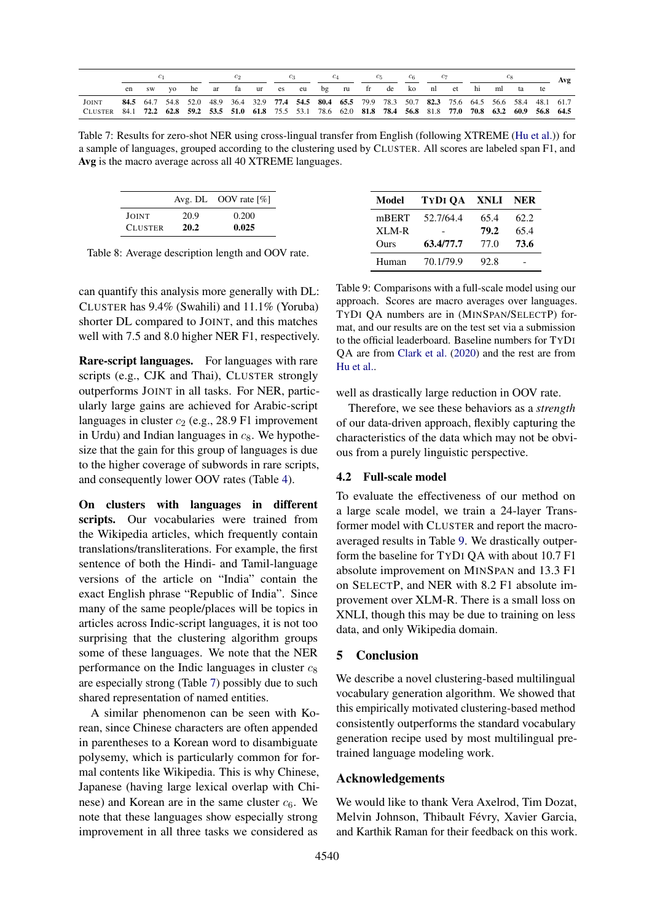| | $c_1$ | | | | $c_2$ | | | $c_3$ | | $c_4$ | | $c_5$ | | $c_6$ | $c_7$ | | $c_8$ | | | | Avg |
|---|---|---|---|---|---|---|---|---|---|---|---|---|---|---|---|---|---|---|---|---|---|
| | en | sw | yo | he | ar | fa | ur | es | eu | bg | ru | fr | de | ko | nl | et | hi | ml | ta | te | |
| JOINT | **84.5** | 64.7 | 54.8 | 52.0 | 48.9 | 36.4 | 32.9 | **77.4** | **54.5** | **80.4** | **65.5** | 79.9 | 78.3 | 50.7 | **82.3** | 75.6 | 64.5 | 56.6 | 58.4 | 48.1 | 61.7 |
| CLUSTER | 84.1 | **72.2** | **62.8** | **59.2** | **53.5** | **51.0** | **61.8** | 75.5 | 53.1 | 78.6 | 62.0 | **81.8** | **78.4** | **56.8** | 81.8 | **77.0** | **70.8** | **63.2** | **60.9** | **56.8** | **64.5** |

Table 7: Results for zero-shot NER using cross-lingual transfer from English (following XTREME (Hu et al.)) for a sample of languages, grouped according to the clustering used by CLUSTER. All scores are labeled span F1, and **Avg** is the macro average across all 40 XTREME languages.

| | Avg. DL | OOV rate [%] |
|---|---|---|
| JOINT | 20.9 | 0.200 |
| CLUSTER | **20.2** | **0.025** |

Table 8: Average description length and OOV rate.

can quantify this analysis more generally with DL: CLUSTER has 9.4% (Swahili) and 11.1% (Yoruba) shorter DL compared to JOINT, and this matches well with 7.5 and 8.0 higher NER F1, respectively.

**Rare-script languages.** For languages with rare scripts (e.g., CJK and Thai), CLUSTER strongly outperforms JOINT in all tasks. For NER, particularly large gains are achieved for Arabic-script languages in cluster $c_2$ (e.g., 28.9 F1 improvement in Urdu) and Indian languages in $c_8$. We hypothesize that the gain for this group of languages is due to the higher coverage of subwords in rare scripts, and consequently lower OOV rates (Table 4).

**On clusters with languages in different scripts.** Our vocabularies were trained from the Wikipedia articles, which frequently contain translations/transliterations. For example, the first sentence of both the Hindi- and Tamil-language versions of the article on "India" contain the exact English phrase "Republic of India". Since many of the same people/places will be topics in articles across Indic-script languages, it is not too surprising that the clustering algorithm groups some of these languages. We note that the NER performance on the Indic languages in cluster $c_8$ are especially strong (Table 7) possibly due to such shared representation of named entities.

A similar phenomenon can be seen with Korean, since Chinese characters are often appended in parentheses to a Korean word to disambiguate polysemy, which is particularly common for formal contents like Wikipedia. This is why Chinese, Japanese (having large lexical overlap with Chinese) and Korean are in the same cluster $c_6$. We note that these languages show especially strong improvement in all three tasks we considered as well as drastically large reduction in OOV rate.

| Model | TYDI QA | XNLI | NER |
|---|---|---|---|
| mBERT | 52.7/64.4 | 65.4 | 62.2 |
| XLM-R | - | **79.2** | 65.4 |
| Ours | **63.4/77.7** | 77.0 | **73.6** |
| Human | 70.1/79.9 | 92.8 | - |

Table 9: Comparisons with a full-scale model using our approach. Scores are macro averages over languages. TYDI QA numbers are in (MINSPAN/SELECTP) format, and our results are on the test set via a submission to the official leaderboard. Baseline numbers for TYDI QA are from Clark et al. (2020) and the rest are from Hu et al..

Therefore, we see these behaviors as a *strength* of our data-driven approach, flexibly capturing the characteristics of the data which may not be obvious from a purely linguistic perspective.

### 4.2 Full-scale model

To evaluate the effectiveness of our method on a large scale model, we train a 24-layer Transformer model with CLUSTER and report the macro-averaged results in Table 9. We drastically outperform the baseline for TYDI QA with about 10.7 F1 absolute improvement on MINSPAN and 13.3 F1 on SELECTP, and NER with 8.2 F1 absolute improvement over XLM-R. There is a small loss on XNLI, though this may be due to training on less data, and only Wikipedia domain.

## 5 Conclusion

We describe a novel clustering-based multilingual vocabulary generation algorithm. We showed that this empirically motivated clustering-based method consistently outperforms the standard vocabulary generation recipe used by most multilingual pretrained language modeling work.

## Acknowledgements

We would like to thank Vera Axelrod, Tim Dozat, Melvin Johnson, Thibault Févry, Xavier Garcia, and Karthik Raman for their feedback on this work.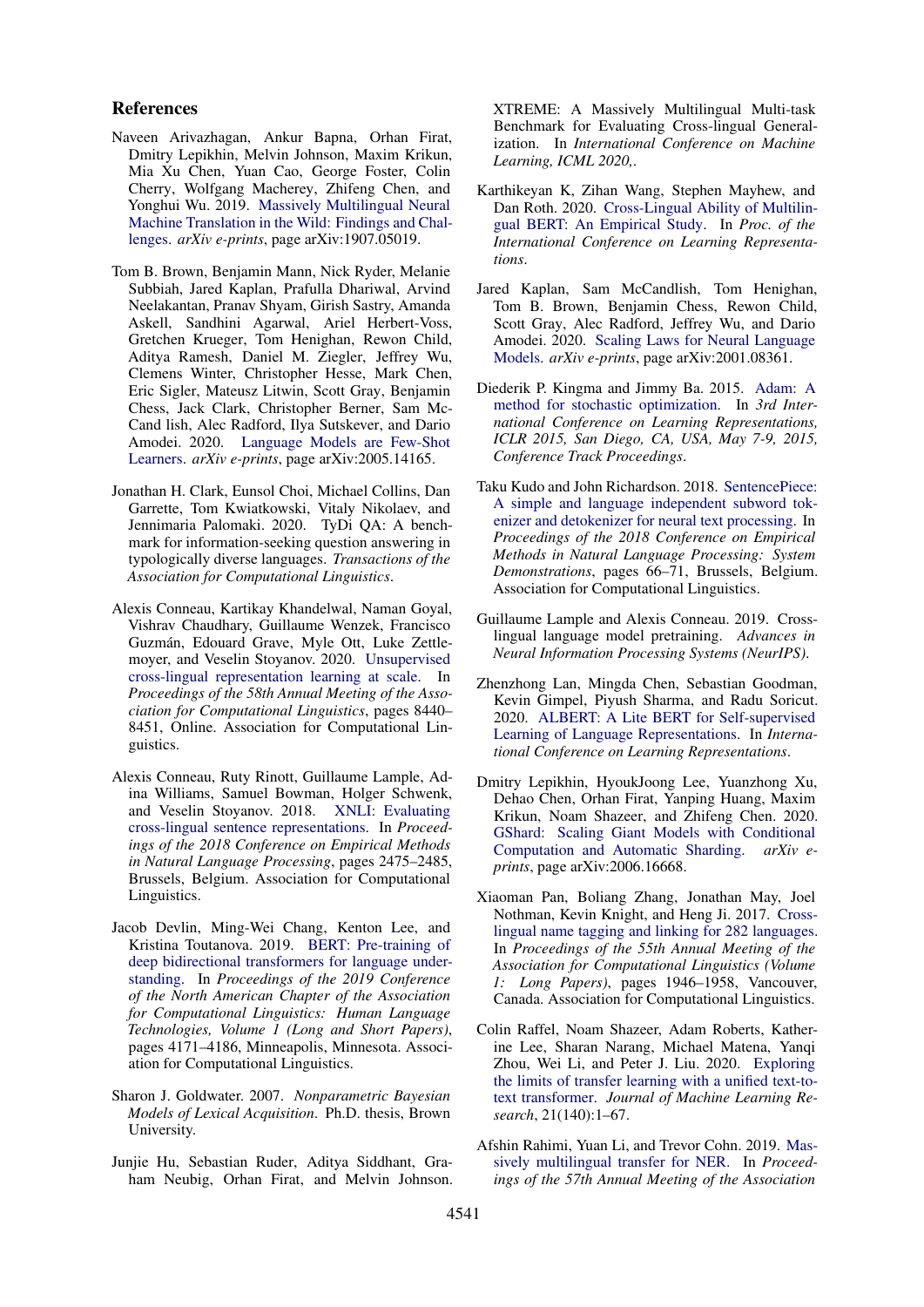## References

Naveen Arivazhagan, Ankur Bapna, Orhan Firat, Dmitry Lepikhin, Melvin Johnson, Maxim Krikun, Mia Xu Chen, Yuan Cao, George Foster, Colin Cherry, Wolfgang Macherey, Zhifeng Chen, and Yonghui Wu. 2019. Massively Multilingual Neural Machine Translation in the Wild: Findings and Challenges. *arXiv e-prints*, page arXiv:1907.05019.

Tom B. Brown, Benjamin Mann, Nick Ryder, Melanie Subbiah, Jared Kaplan, Prafulla Dhariwal, Arvind Neelakantan, Pranav Shyam, Girish Sastry, Amanda Askell, Sandhini Agarwal, Ariel Herbert-Voss, Gretchen Krueger, Tom Henighan, Rewon Child, Aditya Ramesh, Daniel M. Ziegler, Jeffrey Wu, Clemens Winter, Christopher Hesse, Mark Chen, Eric Sigler, Mateusz Litwin, Scott Gray, Benjamin Chess, Jack Clark, Christopher Berner, Sam McCand lish, Alec Radford, Ilya Sutskever, and Dario Amodei. 2020. Language Models are Few-Shot Learners. *arXiv e-prints*, page arXiv:2005.14165.

Jonathan H. Clark, Eunsol Choi, Michael Collins, Dan Garrette, Tom Kwiatkowski, Vitaly Nikolaev, and Jennimaria Palomaki. 2020. TyDi QA: A benchmark for information-seeking question answering in typologically diverse languages. *Transactions of the Association for Computational Linguistics*.

Alexis Conneau, Kartikay Khandelwal, Naman Goyal, Vishrav Chaudhary, Guillaume Wenzek, Francisco Guzmán, Edouard Grave, Myle Ott, Luke Zettlemoyer, and Veselin Stoyanov. 2020. Unsupervised cross-lingual representation learning at scale. In *Proceedings of the 58th Annual Meeting of the Association for Computational Linguistics*, pages 8440–8451, Online. Association for Computational Linguistics.

Alexis Conneau, Ruty Rinott, Guillaume Lample, Adina Williams, Samuel Bowman, Holger Schwenk, and Veselin Stoyanov. 2018. XNLI: Evaluating cross-lingual sentence representations. In *Proceedings of the 2018 Conference on Empirical Methods in Natural Language Processing*, pages 2475–2485, Brussels, Belgium. Association for Computational Linguistics.

Jacob Devlin, Ming-Wei Chang, Kenton Lee, and Kristina Toutanova. 2019. BERT: Pre-training of deep bidirectional transformers for language understanding. In *Proceedings of the 2019 Conference of the North American Chapter of the Association for Computational Linguistics: Human Language Technologies, Volume 1 (Long and Short Papers)*, pages 4171–4186, Minneapolis, Minnesota. Association for Computational Linguistics.

Sharon J. Goldwater. 2007. *Nonparametric Bayesian Models of Lexical Acquisition*. Ph.D. thesis, Brown University.

Junjie Hu, Sebastian Ruder, Aditya Siddhant, Graham Neubig, Orhan Firat, and Melvin Johnson. XTREME: A Massively Multilingual Multi-task Benchmark for Evaluating Cross-lingual Generalization. In *International Conference on Machine Learning, ICML 2020,*.

Karthikeyan K, Zihan Wang, Stephen Mayhew, and Dan Roth. 2020. Cross-Lingual Ability of Multilingual BERT: An Empirical Study. In *Proc. of the International Conference on Learning Representations*.

Jared Kaplan, Sam McCandlish, Tom Henighan, Tom B. Brown, Benjamin Chess, Rewon Child, Scott Gray, Alec Radford, Jeffrey Wu, and Dario Amodei. 2020. Scaling Laws for Neural Language Models. *arXiv e-prints*, page arXiv:2001.08361.

Diederik P. Kingma and Jimmy Ba. 2015. Adam: A method for stochastic optimization. In *3rd International Conference on Learning Representations, ICLR 2015, San Diego, CA, USA, May 7-9, 2015, Conference Track Proceedings*.

Taku Kudo and John Richardson. 2018. SentencePiece: A simple and language independent subword tokenizer and detokenizer for neural text processing. In *Proceedings of the 2018 Conference on Empirical Methods in Natural Language Processing: System Demonstrations*, pages 66–71, Brussels, Belgium. Association for Computational Linguistics.

Guillaume Lample and Alexis Conneau. 2019. Cross-lingual language model pretraining. *Advances in Neural Information Processing Systems (NeurIPS)*.

Zhenzhong Lan, Mingda Chen, Sebastian Goodman, Kevin Gimpel, Piyush Sharma, and Radu Soricut. 2020. ALBERT: A Lite BERT for Self-supervised Learning of Language Representations. In *International Conference on Learning Representations*.

Dmitry Lepikhin, HyoukJoong Lee, Yuanzhong Xu, Dehao Chen, Orhan Firat, Yanping Huang, Maxim Krikun, Noam Shazeer, and Zhifeng Chen. 2020. GShard: Scaling Giant Models with Conditional Computation and Automatic Sharding. *arXiv e-prints*, page arXiv:2006.16668.

Xiaoman Pan, Boliang Zhang, Jonathan May, Joel Nothman, Kevin Knight, and Heng Ji. 2017. Cross-lingual name tagging and linking for 282 languages. In *Proceedings of the 55th Annual Meeting of the Association for Computational Linguistics (Volume 1: Long Papers)*, pages 1946–1958, Vancouver, Canada. Association for Computational Linguistics.

Colin Raffel, Noam Shazeer, Adam Roberts, Katherine Lee, Sharan Narang, Michael Matena, Yanqi Zhou, Wei Li, and Peter J. Liu. 2020. Exploring the limits of transfer learning with a unified text-to-text transformer. *Journal of Machine Learning Research*, 21(140):1–67.

Afshin Rahimi, Yuan Li, and Trevor Cohn. 2019. Massively multilingual transfer for NER. In *Proceedings of the 57th Annual Meeting of the Association*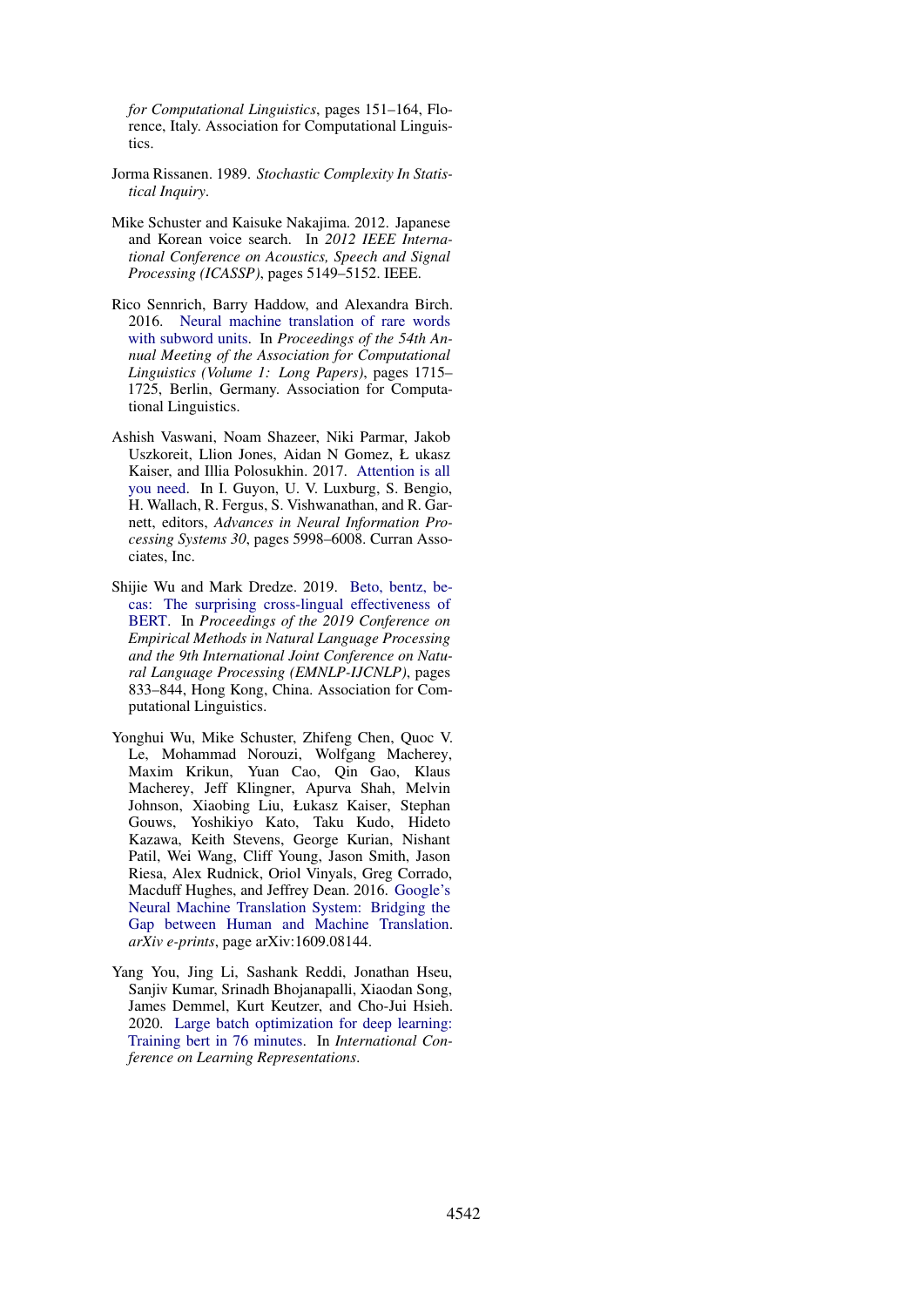*for Computational Linguistics*, pages 151–164, Florence, Italy. Association for Computational Linguistics.

Jorma Rissanen. 1989. *Stochastic Complexity In Statistical Inquiry*.

Mike Schuster and Kaisuke Nakajima. 2012. Japanese and Korean voice search. In *2012 IEEE International Conference on Acoustics, Speech and Signal Processing (ICASSP)*, pages 5149–5152. IEEE.

Rico Sennrich, Barry Haddow, and Alexandra Birch. 2016. Neural machine translation of rare words with subword units. In *Proceedings of the 54th Annual Meeting of the Association for Computational Linguistics (Volume 1: Long Papers)*, pages 1715–1725, Berlin, Germany. Association for Computational Linguistics.

Ashish Vaswani, Noam Shazeer, Niki Parmar, Jakob Uszkoreit, Llion Jones, Aidan N Gomez, Ł ukasz Kaiser, and Illia Polosukhin. 2017. Attention is all you need. In I. Guyon, U. V. Luxburg, S. Bengio, H. Wallach, R. Fergus, S. Vishwanathan, and R. Garnett, editors, *Advances in Neural Information Processing Systems 30*, pages 5998–6008. Curran Associates, Inc.

Shijie Wu and Mark Dredze. 2019. Beto, bentz, becas: The surprising cross-lingual effectiveness of BERT. In *Proceedings of the 2019 Conference on Empirical Methods in Natural Language Processing and the 9th International Joint Conference on Natural Language Processing (EMNLP-IJCNLP)*, pages 833–844, Hong Kong, China. Association for Computational Linguistics.

Yonghui Wu, Mike Schuster, Zhifeng Chen, Quoc V. Le, Mohammad Norouzi, Wolfgang Macherey, Maxim Krikun, Yuan Cao, Qin Gao, Klaus Macherey, Jeff Klingner, Apurva Shah, Melvin Johnson, Xiaobing Liu, Łukasz Kaiser, Stephan Gouws, Yoshikiyo Kato, Taku Kudo, Hideto Kazawa, Keith Stevens, George Kurian, Nishant Patil, Wei Wang, Cliff Young, Jason Smith, Jason Riesa, Alex Rudnick, Oriol Vinyals, Greg Corrado, Macduff Hughes, and Jeffrey Dean. 2016. Google's Neural Machine Translation System: Bridging the Gap between Human and Machine Translation. *arXiv e-prints*, page arXiv:1609.08144.

Yang You, Jing Li, Sashank Reddi, Jonathan Hseu, Sanjiv Kumar, Srinadh Bhojanapalli, Xiaodan Song, James Demmel, Kurt Keutzer, and Cho-Jui Hsieh. 2020. Large batch optimization for deep learning: Training bert in 76 minutes. In *International Conference on Learning Representations*.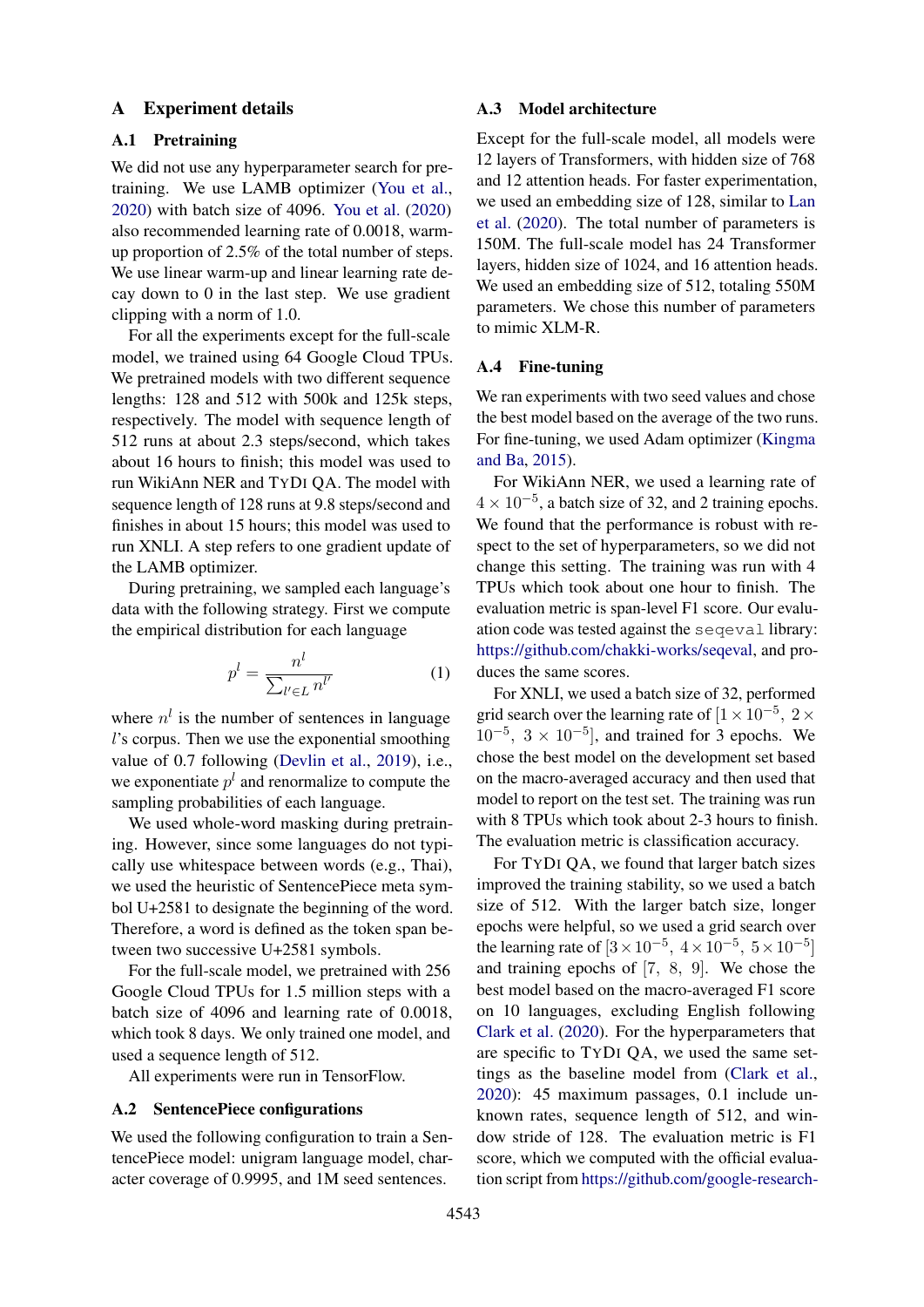# A Experiment details

## A.1 Pretraining

We did not use any hyperparameter search for pretraining. We use LAMB optimizer (You et al., 2020) with batch size of 4096. You et al. (2020) also recommended learning rate of 0.0018, warm-up proportion of 2.5% of the total number of steps. We use linear warm-up and linear learning rate decay down to 0 in the last step. We use gradient clipping with a norm of 1.0.

For all the experiments except for the full-scale model, we trained using 64 Google Cloud TPUs. We pretrained models with two different sequence lengths: 128 and 512 with 500k and 125k steps, respectively. The model with sequence length of 512 runs at about 2.3 steps/second, which takes about 16 hours to finish; this model was used to run WikiAnn NER and TyDi QA. The model with sequence length of 128 runs at 9.8 steps/second and finishes in about 15 hours; this model was used to run XNLI. A step refers to one gradient update of the LAMB optimizer.

During pretraining, we sampled each language's data with the following strategy. First we compute the empirical distribution for each language

$$p^l = \frac{n^l}{\sum_{l' \in L} n^{l'}} \tag{1}$$

where $n^l$ is the number of sentences in language $l$'s corpus. Then we use the exponential smoothing value of 0.7 following (Devlin et al., 2019), i.e., we exponentiate $p^l$ and renormalize to compute the sampling probabilities of each language.

We used whole-word masking during pretraining. However, since some languages do not typically use whitespace between words (e.g., Thai), we used the heuristic of SentencePiece meta symbol U+2581 to designate the beginning of the word. Therefore, a word is defined as the token span between two successive U+2581 symbols.

For the full-scale model, we pretrained with 256 Google Cloud TPUs for 1.5 million steps with a batch size of 4096 and learning rate of 0.0018, which took 8 days. We only trained one model, and used a sequence length of 512.

All experiments were run in TensorFlow.

## A.2 SentencePiece configurations

We used the following configuration to train a SentencePiece model: unigram language model, character coverage of 0.9995, and 1M seed sentences.

## A.3 Model architecture

Except for the full-scale model, all models were 12 layers of Transformers, with hidden size of 768 and 12 attention heads. For faster experimentation, we used an embedding size of 128, similar to Lan et al. (2020). The total number of parameters is 150M. The full-scale model has 24 Transformer layers, hidden size of 1024, and 16 attention heads. We used an embedding size of 512, totaling 550M parameters. We chose this number of parameters to mimic XLM-R.

## A.4 Fine-tuning

We ran experiments with two seed values and chose the best model based on the average of the two runs. For fine-tuning, we used Adam optimizer (Kingma and Ba, 2015).

For WikiAnn NER, we used a learning rate of $4 \times 10^{-5}$, a batch size of 32, and 2 training epochs. We found that the performance is robust with respect to the set of hyperparameters, so we did not change this setting. The training was run with 4 TPUs which took about one hour to finish. The evaluation metric is span-level F1 score. Our evaluation code was tested against the `seqeval` library: https://github.com/chakki-works/seqeval, and produces the same scores.

For XNLI, we used a batch size of 32, performed grid search over the learning rate of $[1 \times 10^{-5},\ 2 \times 10^{-5},\ 3 \times 10^{-5}]$, and trained for 3 epochs. We chose the best model on the development set based on the macro-averaged accuracy and then used that model to report on the test set. The training was run with 8 TPUs which took about 2-3 hours to finish. The evaluation metric is classification accuracy.

For TyDi QA, we found that larger batch sizes improved the training stability, so we used a batch size of 512. With the larger batch size, longer epochs were helpful, so we used a grid search over the learning rate of $[3 \times 10^{-5},\ 4 \times 10^{-5},\ 5 \times 10^{-5}]$ and training epochs of $[7,\ 8,\ 9]$. We chose the best model based on the macro-averaged F1 score on 10 languages, excluding English following Clark et al. (2020). For the hyperparameters that are specific to TyDi QA, we used the same settings as the baseline model from (Clark et al., 2020): 45 maximum passages, 0.1 include unknown rates, sequence length of 512, and window stride of 128. The evaluation metric is F1 score, which we computed with the official evaluation script from https://github.com/google-research-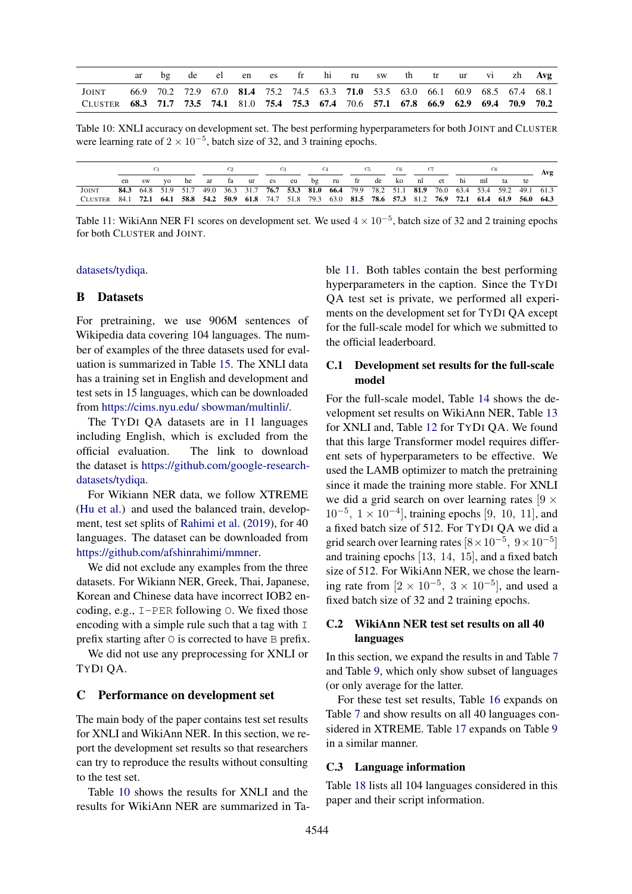|  | ar | bg | de | el | en | es | fr | hi | ru | sw | th | tr | ur | vi | zh | Avg |
|---|---|---|---|---|---|---|---|---|---|---|---|---|---|---|---|---|
| JOINT | 66.9 | 70.2 | 72.9 | 67.0 | **81.4** | 75.2 | 74.5 | 63.3 | **71.0** | 53.5 | 63.0 | 66.1 | 60.9 | 68.5 | 67.4 | 68.1 |
| CLUSTER | **68.3** | **71.7** | **73.5** | **74.1** | 81.0 | **75.4** | **75.3** | **67.4** | 70.6 | **57.1** | **67.8** | **66.9** | **62.9** | **69.4** | **70.9** | **70.2** |

Table 10: XNLI accuracy on development set. The best performing hyperparameters for both JOINT and CLUSTER were learning rate of $2 \times 10^{-5}$, batch size of 32, and 3 training epochs.

|  | c1 | | | | c2 | | | c3 | | c4 | | c5 | | c6 | c7 | | c8 | | | | Avg |
|---|---|---|---|---|---|---|---|---|---|---|---|---|---|---|---|---|---|---|---|---|---|
|  | en | sw | yo | he | ar | fa | ur | es | eu | bg | ru | fr | de | ko | nl | et | hi | ml | ta | te |  |
| JOINT | **84.3** | 64.8 | 51.9 | 51.7 | 49.0 | 36.3 | 31.7 | **76.7** | **53.3** | **81.0** | **66.4** | 79.9 | 78.2 | 51.1 | **81.9** | 76.0 | 63.4 | 53.4 | 59.2 | 49.1 | 61.3 |
| CLUSTER | 84.1 | **72.1** | **64.1** | **58.8** | **54.2** | **50.9** | **61.8** | 74.7 | 51.8 | 79.3 | 63.0 | **81.5** | **78.6** | **57.3** | 81.2 | **76.9** | **72.1** | **61.4** | **61.9** | **56.0** | **64.3** |

Table 11: WikiAnn NER F1 scores on development set. We used $4 \times 10^{-5}$, batch size of 32 and 2 training epochs for both CLUSTER and JOINT.

datasets/tydiqa.

## B Datasets

For pretraining, we use 906M sentences of Wikipedia data covering 104 languages. The number of examples of the three datasets used for evaluation is summarized in Table 15. The XNLI data has a training set in English and development and test sets in 15 languages, which can be downloaded from https://cims.nyu.edu/ sbowman/multinli/.

The TYDI QA datasets are in 11 languages including English, which is excluded from the official evaluation. The link to download the dataset is https://github.com/google-research-datasets/tydiqa.

For Wikiann NER data, we follow XTREME (Hu et al.) and used the balanced train, development, test set splits of Rahimi et al. (2019), for 40 languages. The dataset can be downloaded from https://github.com/afshinrahimi/mmner.

We did not exclude any examples from the three datasets. For Wikiann NER, Greek, Thai, Japanese, Korean and Chinese data have incorrect IOB2 encoding, e.g., `I-PER` following `O`. We fixed those encoding with a simple rule such that a tag with `I` prefix starting after `O` is corrected to have `B` prefix.

We did not use any preprocessing for XNLI or TYDI QA.

## C Performance on development set

The main body of the paper contains test set results for XNLI and WikiAnn NER. In this section, we report the development set results so that researchers can try to reproduce the results without consulting to the test set.

Table 10 shows the results for XNLI and the results for WikiAnn NER are summarized in Table 11. Both tables contain the best performing hyperparameters in the caption. Since the TYDI QA test set is private, we performed all experiments on the development set for TYDI QA except for the full-scale model for which we submitted to the official leaderboard.

### C.1 Development set results for the full-scale model

For the full-scale model, Table 14 shows the development set results on WikiAnn NER, Table 13 for XNLI and, Table 12 for TYDI QA. We found that this large Transformer model requires different sets of hyperparameters to be effective. We used the LAMB optimizer to match the pretraining since it made the training more stable. For XNLI we did a grid search on over learning rates $[9 \times 10^{-5},\ 1 \times 10^{-4}]$, training epochs $[9,\ 10,\ 11]$, and a fixed batch size of 512. For TYDI QA we did a grid search over learning rates $[8 \times 10^{-5},\ 9 \times 10^{-5}]$ and training epochs $[13,\ 14,\ 15]$, and a fixed batch size of 512. For WikiAnn NER, we chose the learning rate from $[2 \times 10^{-5},\ 3 \times 10^{-5}]$, and used a fixed batch size of 32 and 2 training epochs.

### C.2 WikiAnn NER test set results on all 40 languages

In this section, we expand the results in and Table 7 and Table 9, which only show subset of languages (or only average for the latter).

For these test set results, Table 16 expands on Table 7 and show results on all 40 languages considered in XTREME. Table 17 expands on Table 9 in a similar manner.

### C.3 Language information

Table 18 lists all 104 languages considered in this paper and their script information.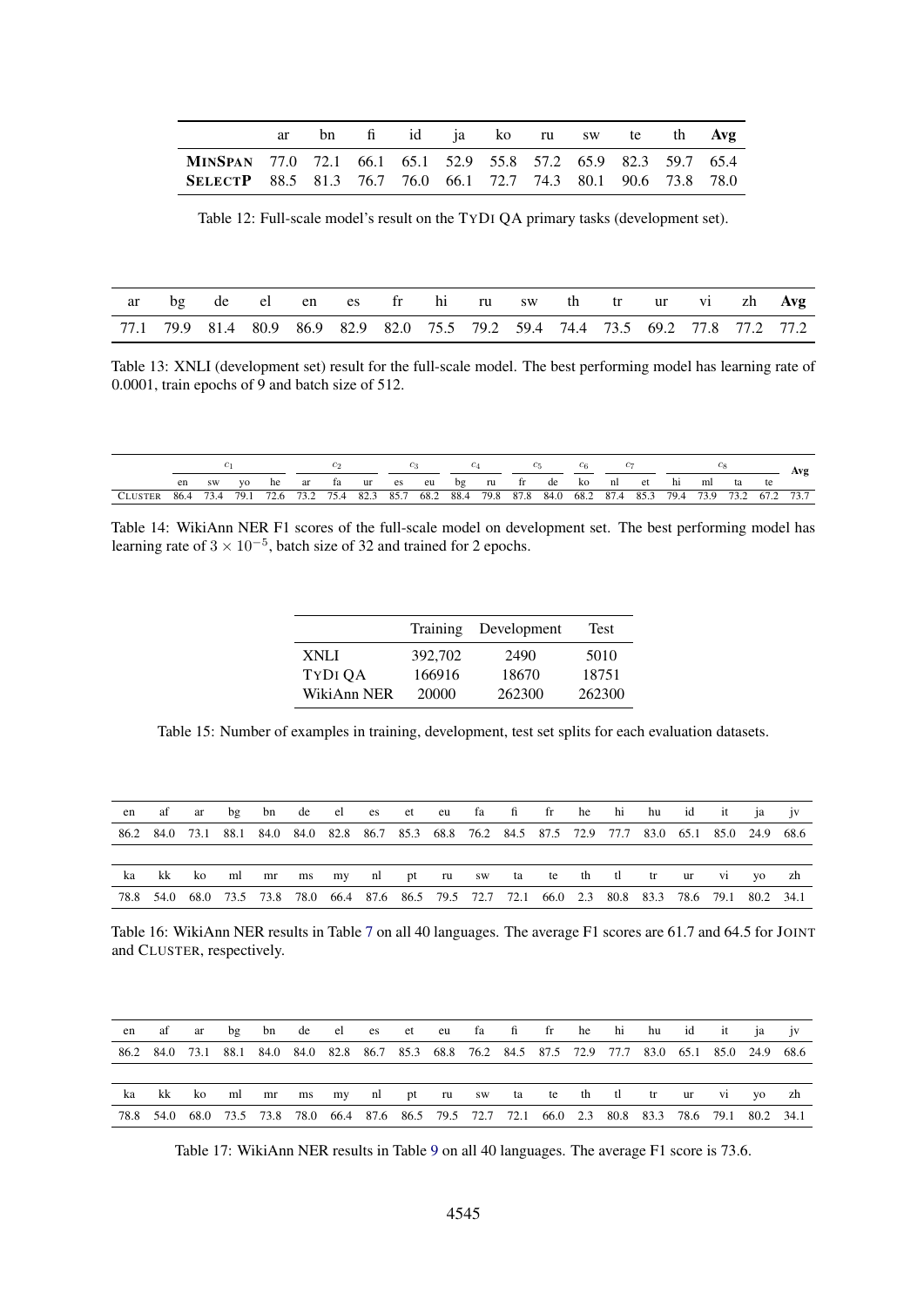| | ar | bn | fi | id | ja | ko | ru | sw | te | th | **Avg** |
|---|---|---|---|---|---|---|---|---|---|---|---|
| **MINSPAN** | 77.0 | 72.1 | 66.1 | 65.1 | 52.9 | 55.8 | 57.2 | 65.9 | 82.3 | 59.7 | 65.4 |
| **SELECTP** | 88.5 | 81.3 | 76.7 | 76.0 | 66.1 | 72.7 | 74.3 | 80.1 | 90.6 | 73.8 | 78.0 |

Table 12: Full-scale model's result on the TYDI QA primary tasks (development set).

| ar | bg | de | el | en | es | fr | hi | ru | sw | th | tr | ur | vi | zh | **Avg** |
|---|---|---|---|---|---|---|---|---|---|---|---|---|---|---|---|
| 77.1 | 79.9 | 81.4 | 80.9 | 86.9 | 82.9 | 82.0 | 75.5 | 79.2 | 59.4 | 74.4 | 73.5 | 69.2 | 77.8 | 77.2 | 77.2 |

Table 13: XNLI (development set) result for the full-scale model. The best performing model has learning rate of 0.0001, train epochs of 9 and batch size of 512.

| | $c_1$ | | | | $c_2$ | | | $c_3$ | | $c_4$ | | $c_5$ | | $c_6$ | $c_7$ | | $c_8$ | | | | Avg |
|---|---|---|---|---|---|---|---|---|---|---|---|---|---|---|---|---|---|---|---|---|---|
| | en | sw | yo | he | ar | fa | ur | es | eu | bg | ru | fr | de | ko | nl | et | hi | ml | ta | te | |
| CLUSTER | 86.4 | 73.4 | 79.1 | 72.6 | 73.2 | 75.4 | 82.3 | 85.7 | 68.2 | 88.4 | 79.8 | 87.8 | 84.0 | 68.2 | 87.4 | 85.3 | 79.4 | 73.9 | 73.2 | 67.2 | 73.7 |

Table 14: WikiAnn NER F1 scores of the full-scale model on development set. The best performing model has learning rate of $3 \times 10^{-5}$, batch size of 32 and trained for 2 epochs.

| | Training | Development | Test |
|---|---|---|---|
| XNLI | 392,702 | 2490 | 5010 |
| TYDI QA | 166916 | 18670 | 18751 |
| WikiAnn NER | 20000 | 262300 | 262300 |

Table 15: Number of examples in training, development, test set splits for each evaluation datasets.

| en | af | ar | bg | bn | de | el | es | et | eu | fa | fi | fr | he | hi | hu | id | it | ja | jv |
|---|---|---|---|---|---|---|---|---|---|---|---|---|---|---|---|---|---|---|---|
| 86.2 | 84.0 | 73.1 | 88.1 | 84.0 | 84.0 | 82.8 | 86.7 | 85.3 | 68.8 | 76.2 | 84.5 | 87.5 | 72.9 | 77.7 | 83.0 | 65.1 | 85.0 | 24.9 | 68.6 |

| ka | kk | ko | ml | mr | ms | my | nl | pt | ru | sw | ta | te | th | tl | tr | ur | vi | yo | zh |
|---|---|---|---|---|---|---|---|---|---|---|---|---|---|---|---|---|---|---|---|
| 78.8 | 54.0 | 68.0 | 73.5 | 73.8 | 78.0 | 66.4 | 87.6 | 86.5 | 79.5 | 72.7 | 72.1 | 66.0 | 2.3 | 80.8 | 83.3 | 78.6 | 79.1 | 80.2 | 34.1 |

Table 16: WikiAnn NER results in Table 7 on all 40 languages. The average F1 scores are 61.7 and 64.5 for JOINT and CLUSTER, respectively.

| en | af | ar | bg | bn | de | el | es | et | eu | fa | fi | fr | he | hi | hu | id | it | ja | jv |
|---|---|---|---|---|---|---|---|---|---|---|---|---|---|---|---|---|---|---|---|
| 86.2 | 84.0 | 73.1 | 88.1 | 84.0 | 84.0 | 82.8 | 86.7 | 85.3 | 68.8 | 76.2 | 84.5 | 87.5 | 72.9 | 77.7 | 83.0 | 65.1 | 85.0 | 24.9 | 68.6 |

| ka | kk | ko | ml | mr | ms | my | nl | pt | ru | sw | ta | te | th | tl | tr | ur | vi | yo | zh |
|---|---|---|---|---|---|---|---|---|---|---|---|---|---|---|---|---|---|---|---|
| 78.8 | 54.0 | 68.0 | 73.5 | 73.8 | 78.0 | 66.4 | 87.6 | 86.5 | 79.5 | 72.7 | 72.1 | 66.0 | 2.3 | 80.8 | 83.3 | 78.6 | 79.1 | 80.2 | 34.1 |

Table 17: WikiAnn NER results in Table 9 on all 40 languages. The average F1 score is 73.6.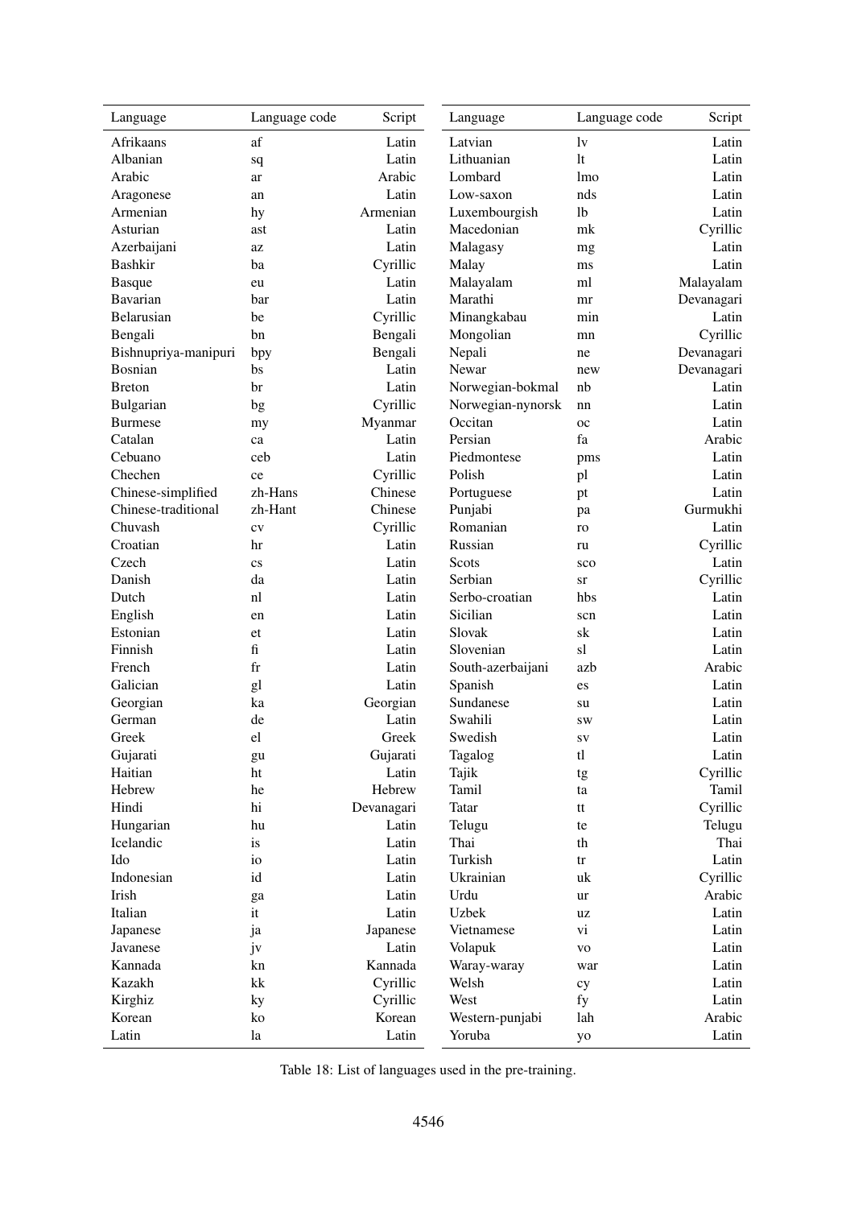| Language | Language code | Script | Language | Language code | Script |
|---|---|---|---|---|---|
| Afrikaans | af | Latin | Latvian | lv | Latin |
| Albanian | sq | Latin | Lithuanian | lt | Latin |
| Arabic | ar | Arabic | Lombard | lmo | Latin |
| Aragonese | an | Latin | Low-saxon | nds | Latin |
| Armenian | hy | Armenian | Luxembourgish | lb | Latin |
| Asturian | ast | Latin | Macedonian | mk | Cyrillic |
| Azerbaijani | az | Latin | Malagasy | mg | Latin |
| Bashkir | ba | Cyrillic | Malay | ms | Latin |
| Basque | eu | Latin | Malayalam | ml | Malayalam |
| Bavarian | bar | Latin | Marathi | mr | Devanagari |
| Belarusian | be | Cyrillic | Minangkabau | min | Latin |
| Bengali | bn | Bengali | Mongolian | mn | Cyrillic |
| Bishnupriya-manipuri | bpy | Bengali | Nepali | ne | Devanagari |
| Bosnian | bs | Latin | Newar | new | Devanagari |
| Breton | br | Latin | Norwegian-bokmal | nb | Latin |
| Bulgarian | bg | Cyrillic | Norwegian-nynorsk | nn | Latin |
| Burmese | my | Myanmar | Occitan | oc | Latin |
| Catalan | ca | Latin | Persian | fa | Arabic |
| Cebuano | ceb | Latin | Piedmontese | pms | Latin |
| Chechen | ce | Cyrillic | Polish | pl | Latin |
| Chinese-simplified | zh-Hans | Chinese | Portuguese | pt | Latin |
| Chinese-traditional | zh-Hant | Chinese | Punjabi | pa | Gurmukhi |
| Chuvash | cv | Cyrillic | Romanian | ro | Latin |
| Croatian | hr | Latin | Russian | ru | Cyrillic |
| Czech | cs | Latin | Scots | sco | Latin |
| Danish | da | Latin | Serbian | sr | Cyrillic |
| Dutch | nl | Latin | Serbo-croatian | hbs | Latin |
| English | en | Latin | Sicilian | scn | Latin |
| Estonian | et | Latin | Slovak | sk | Latin |
| Finnish | fi | Latin | Slovenian | sl | Latin |
| French | fr | Latin | South-azerbaijani | azb | Arabic |
| Galician | gl | Latin | Spanish | es | Latin |
| Georgian | ka | Georgian | Sundanese | su | Latin |
| German | de | Latin | Swahili | sw | Latin |
| Greek | el | Greek | Swedish | sv | Latin |
| Gujarati | gu | Gujarati | Tagalog | tl | Latin |
| Haitian | ht | Latin | Tajik | tg | Cyrillic |
| Hebrew | he | Hebrew | Tamil | ta | Tamil |
| Hindi | hi | Devanagari | Tatar | tt | Cyrillic |
| Hungarian | hu | Latin | Telugu | te | Telugu |
| Icelandic | is | Latin | Thai | th | Thai |
| Ido | io | Latin | Turkish | tr | Latin |
| Indonesian | id | Latin | Ukrainian | uk | Cyrillic |
| Irish | ga | Latin | Urdu | ur | Arabic |
| Italian | it | Latin | Uzbek | uz | Latin |
| Japanese | ja | Japanese | Vietnamese | vi | Latin |
| Javanese | jv | Latin | Volapuk | vo | Latin |
| Kannada | kn | Kannada | Waray-waray | war | Latin |
| Kazakh | kk | Cyrillic | Welsh | cy | Latin |
| Kirghiz | ky | Cyrillic | West | fy | Latin |
| Korean | ko | Korean | Western-punjabi | lah | Arabic |
| Latin | la | Latin | Yoruba | yo | Latin |

Table 18: List of languages used in the pre-training.